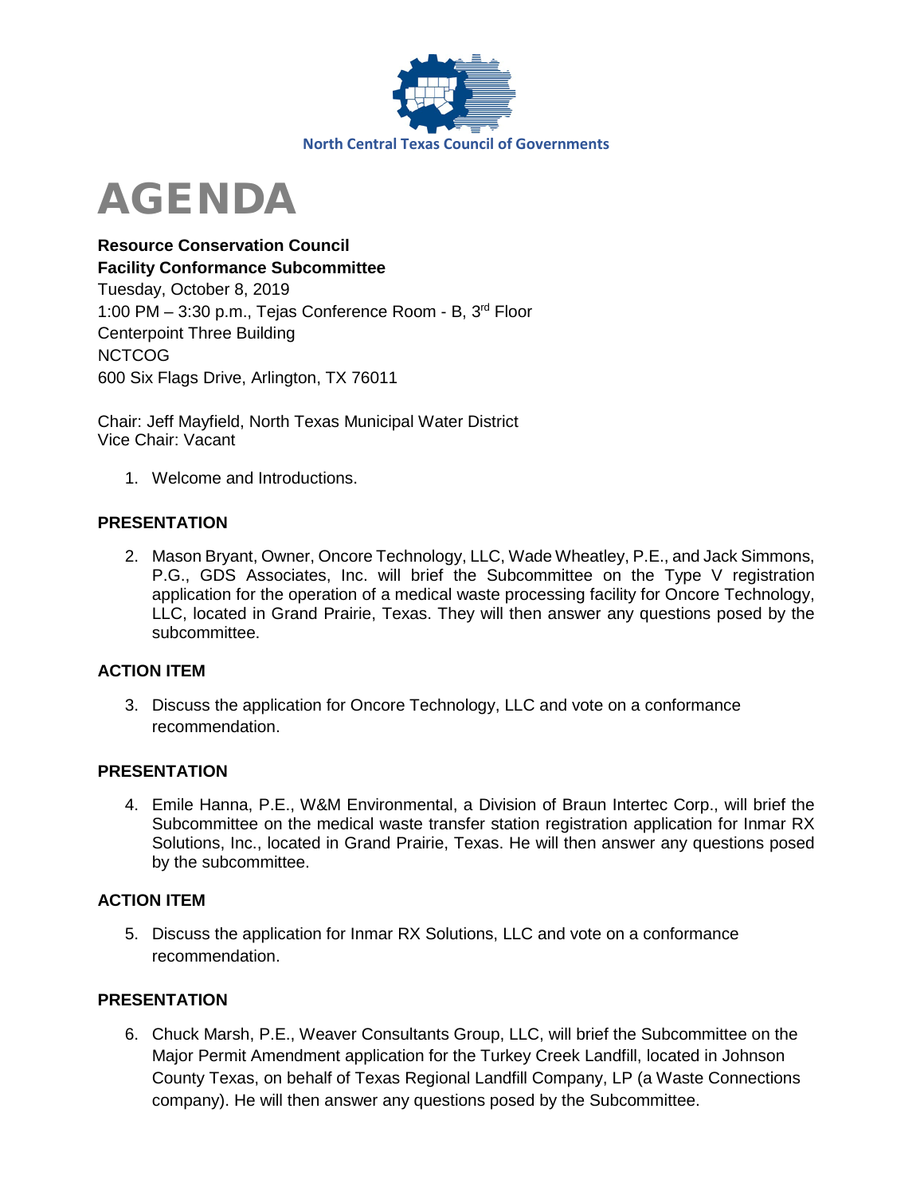North Central Texas Council of Governments

# AGENDA

**Resource Conservation Council**
**Facility Conformance Subcommittee**
Tuesday, October 8, 2019
1:00 PM – 3:30 p.m., Tejas Conference Room - B, 3rd Floor
Centerpoint Three Building
NCTCOG
600 Six Flags Drive, Arlington, TX 76011

Chair: Jeff Mayfield, North Texas Municipal Water District
Vice Chair: Vacant

1. Welcome and Introductions.

### PRESENTATION

2. Mason Bryant, Owner, Oncore Technology, LLC, Wade Wheatley, P.E., and Jack Simmons, P.G., GDS Associates, Inc. will brief the Subcommittee on the Type V registration application for the operation of a medical waste processing facility for Oncore Technology, LLC, located in Grand Prairie, Texas. They will then answer any questions posed by the subcommittee.

### ACTION ITEM

3. Discuss the application for Oncore Technology, LLC and vote on a conformance recommendation.

### PRESENTATION

4. Emile Hanna, P.E., W&M Environmental, a Division of Braun Intertec Corp., will brief the Subcommittee on the medical waste transfer station registration application for Inmar RX Solutions, Inc., located in Grand Prairie, Texas. He will then answer any questions posed by the subcommittee.

### ACTION ITEM

5. Discuss the application for Inmar RX Solutions, LLC and vote on a conformance recommendation.

### PRESENTATION

6. Chuck Marsh, P.E., Weaver Consultants Group, LLC, will brief the Subcommittee on the Major Permit Amendment application for the Turkey Creek Landfill, located in Johnson County Texas, on behalf of Texas Regional Landfill Company, LP (a Waste Connections company). He will then answer any questions posed by the Subcommittee.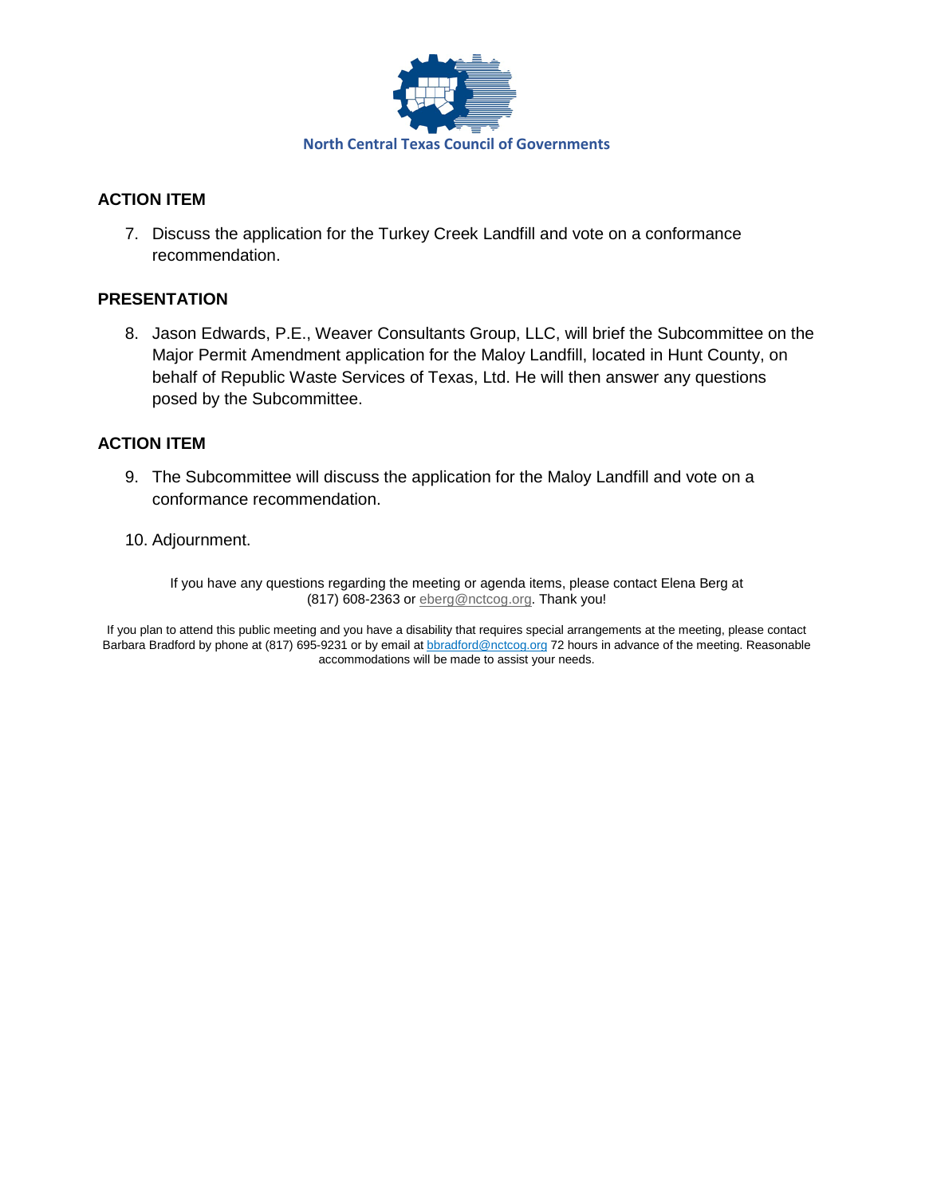North Central Texas Council of Governments

## ACTION ITEM

7. Discuss the application for the Turkey Creek Landfill and vote on a conformance recommendation.

## PRESENTATION

8. Jason Edwards, P.E., Weaver Consultants Group, LLC, will brief the Subcommittee on the Major Permit Amendment application for the Maloy Landfill, located in Hunt County, on behalf of Republic Waste Services of Texas, Ltd. He will then answer any questions posed by the Subcommittee.

## ACTION ITEM

9. The Subcommittee will discuss the application for the Maloy Landfill and vote on a conformance recommendation.

10. Adjournment.

If you have any questions regarding the meeting or agenda items, please contact Elena Berg at (817) 608-2363 or eberg@nctcog.org. Thank you!

If you plan to attend this public meeting and you have a disability that requires special arrangements at the meeting, please contact Barbara Bradford by phone at (817) 695-9231 or by email at bbradford@nctcog.org 72 hours in advance of the meeting. Reasonable accommodations will be made to assist your needs.